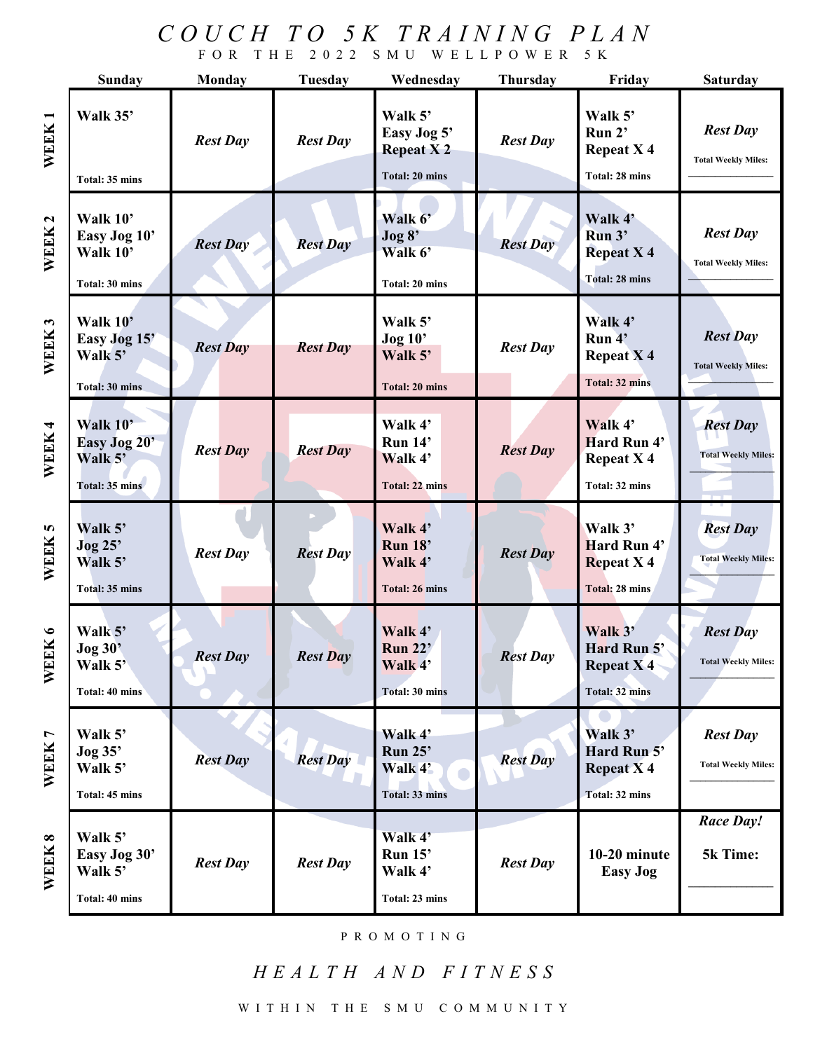# COUCH TO 5K TRAINING PLAN

FOR THE 2022 SMU WELLPOWER 5K

| | Sunday | Monday | Tuesday | Wednesday | Thursday | Friday | Saturday |
|---|---|---|---|---|---|---|---|
| **WEEK 1** | **Walk 35’**<br><br>**Total: 35 mins** | ***Rest Day*** | ***Rest Day*** | **Walk 5’**<br>**Easy Jog 5’**<br>**Repeat X 2**<br><br>**Total: 20 mins** | ***Rest Day*** | **Walk 5’**<br>**Run 2’**<br>**Repeat X 4**<br><br>**Total: 28 mins** | ***Rest Day***<br><br>**Total Weekly Miles:**<br>______________ |
| **WEEK 2** | **Walk 10’**<br>**Easy Jog 10’**<br>**Walk 10’**<br><br>**Total: 30 mins** | ***Rest Day*** | ***Rest Day*** | **Walk 6’**<br>**Jog 8’**<br>**Walk 6’**<br><br>**Total: 20 mins** | ***Rest Day*** | **Walk 4’**<br>**Run 3’**<br>**Repeat X 4**<br><br>**Total: 28 mins** | ***Rest Day***<br><br>**Total Weekly Miles:**<br>______________ |
| **WEEK 3** | **Walk 10’**<br>**Easy Jog 15’**<br>**Walk 5’**<br><br>**Total: 30 mins** | ***Rest Day*** | ***Rest Day*** | **Walk 5’**<br>**Jog 10’**<br>**Walk 5’**<br><br>**Total: 20 mins** | ***Rest Day*** | **Walk 4’**<br>**Run 4’**<br>**Repeat X 4**<br><br>**Total: 32 mins** | ***Rest Day***<br><br>**Total Weekly Miles:**<br>______________ |
| **WEEK 4** | **Walk 10’**<br>**Easy Jog 20’**<br>**Walk 5’**<br><br>**Total: 35 mins** | ***Rest Day*** | ***Rest Day*** | **Walk 4’**<br>**Run 14’**<br>**Walk 4’**<br><br>**Total: 22 mins** | ***Rest Day*** | **Walk 4’**<br>**Hard Run 4’**<br>**Repeat X 4**<br><br>**Total: 32 mins** | ***Rest Day***<br><br>**Total Weekly Miles:**<br>______________ |
| **WEEK 5** | **Walk 5’**<br>**Jog 25’**<br>**Walk 5’**<br><br>**Total: 35 mins** | ***Rest Day*** | ***Rest Day*** | **Walk 4’**<br>**Run 18’**<br>**Walk 4’**<br><br>**Total: 26 mins** | ***Rest Day*** | **Walk 3’**<br>**Hard Run 4’**<br>**Repeat X 4**<br><br>**Total: 28 mins** | ***Rest Day***<br><br>**Total Weekly Miles:**<br>______________ |
| **WEEK 6** | **Walk 5’**<br>**Jog 30’**<br>**Walk 5’**<br><br>**Total: 40 mins** | ***Rest Day*** | ***Rest Day*** | **Walk 4’**<br>**Run 22’**<br>**Walk 4’**<br><br>**Total: 30 mins** | ***Rest Day*** | **Walk 3’**<br>**Hard Run 5’**<br>**Repeat X 4**<br><br>**Total: 32 mins** | ***Rest Day***<br><br>**Total Weekly Miles:**<br>______________ |
| **WEEK 7** | **Walk 5’**<br>**Jog 35’**<br>**Walk 5’**<br><br>**Total: 45 mins** | ***Rest Day*** | ***Rest Day*** | **Walk 4’**<br>**Run 25’**<br>**Walk 4’**<br><br>**Total: 33 mins** | ***Rest Day*** | **Walk 3’**<br>**Hard Run 5’**<br>**Repeat X 4**<br><br>**Total: 32 mins** | ***Rest Day***<br><br>**Total Weekly Miles:**<br>______________ |
| **WEEK 8** | **Walk 5’**<br>**Easy Jog 30’**<br>**Walk 5’**<br><br>**Total: 40 mins** | ***Rest Day*** | ***Rest Day*** | **Walk 4’**<br>**Run 15’**<br>**Walk 4’**<br><br>**Total: 23 mins** | ***Rest Day*** | **10-20 minute Easy Jog** | ***Race Day!***<br><br>**5k Time:**<br>______________ |

PROMOTING

*HEALTH AND FITNESS*

WITHIN THE SMU COMMUNITY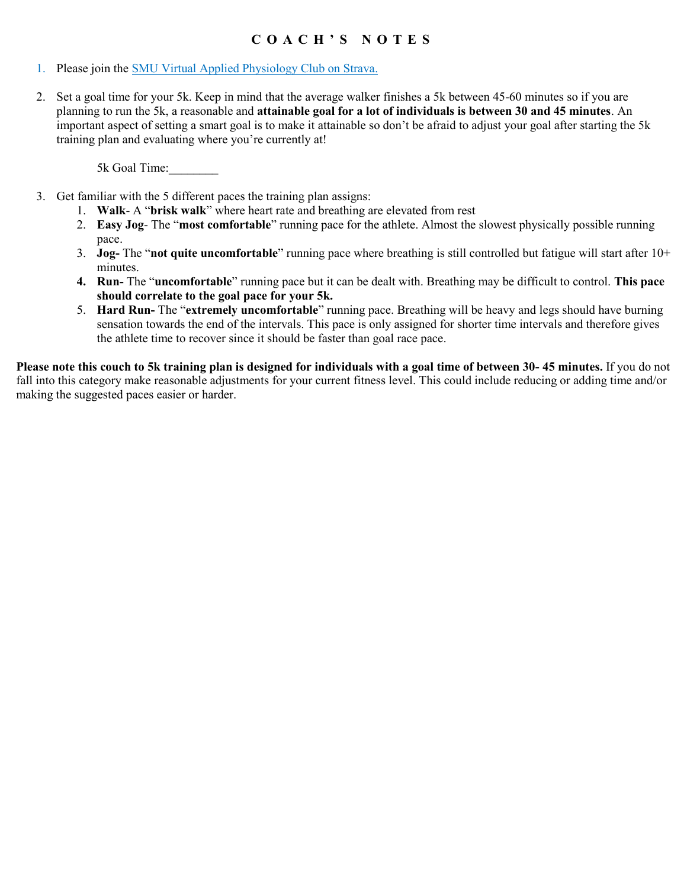# C O A C H ' S   N O T E S

1. Please join the [SMU Virtual Applied Physiology Club on Strava.]()

2. Set a goal time for your 5k. Keep in mind that the average walker finishes a 5k between 45-60 minutes so if you are planning to run the 5k, a reasonable and **attainable goal for a lot of individuals is between 30 and 45 minutes**. An important aspect of setting a smart goal is to make it attainable so don't be afraid to adjust your goal after starting the 5k training plan and evaluating where you're currently at!

   5k Goal Time:________

3. Get familiar with the 5 different paces the training plan assigns:
   1. **Walk**- A "**brisk walk**" where heart rate and breathing are elevated from rest
   2. **Easy Jog**- The "**most comfortable**" running pace for the athlete. Almost the slowest physically possible running pace.
   3. **Jog-** The "**not quite uncomfortable**" running pace where breathing is still controlled but fatigue will start after 10+ minutes.
   4. **Run-** The "**uncomfortable**" running pace but it can be dealt with. Breathing may be difficult to control. **This pace should correlate to the goal pace for your 5k.**
   5. **Hard Run-** The "**extremely uncomfortable**" running pace. Breathing will be heavy and legs should have burning sensation towards the end of the intervals. This pace is only assigned for shorter time intervals and therefore gives the athlete time to recover since it should be faster than goal race pace.

**Please note this couch to 5k training plan is designed for individuals with a goal time of between 30- 45 minutes.** If you do not fall into this category make reasonable adjustments for your current fitness level. This could include reducing or adding time and/or making the suggested paces easier or harder.